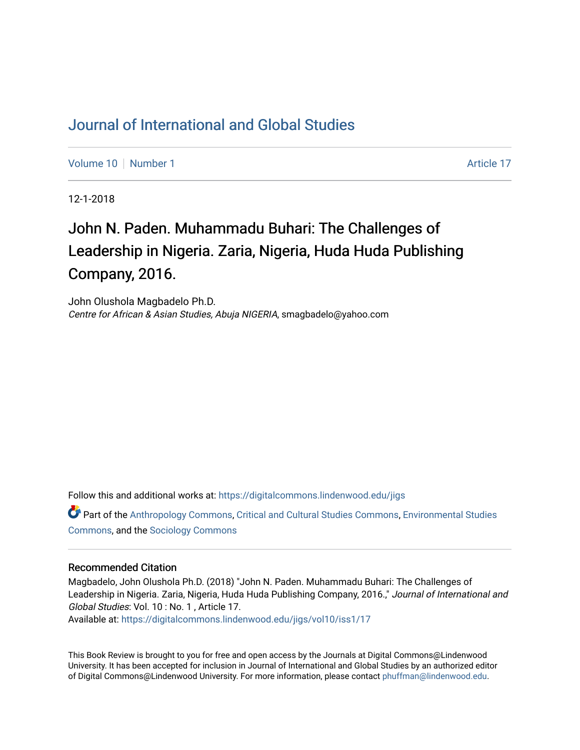# Journal of International and Global Studies

Volume 10 | Number 1 | Article 17

12-1-2018

## John N. Paden. Muhammadu Buhari: The Challenges of Leadership in Nigeria. Zaria, Nigeria, Huda Huda Publishing Company, 2016.

John Olushola Magbadelo Ph.D.
*Centre for African & Asian Studies, Abuja NIGERIA*, smagbadelo@yahoo.com

Follow this and additional works at: https://digitalcommons.lindenwood.edu/jigs

Part of the Anthropology Commons, Critical and Cultural Studies Commons, Environmental Studies Commons, and the Sociology Commons

### Recommended Citation

Magbadelo, John Olushola Ph.D. (2018) "John N. Paden. Muhammadu Buhari: The Challenges of Leadership in Nigeria. Zaria, Nigeria, Huda Huda Publishing Company, 2016.," *Journal of International and Global Studies*: Vol. 10 : No. 1 , Article 17.
Available at: https://digitalcommons.lindenwood.edu/jigs/vol10/iss1/17

This Book Review is brought to you for free and open access by the Journals at Digital Commons@Lindenwood University. It has been accepted for inclusion in Journal of International and Global Studies by an authorized editor of Digital Commons@Lindenwood University. For more information, please contact phuffman@lindenwood.edu.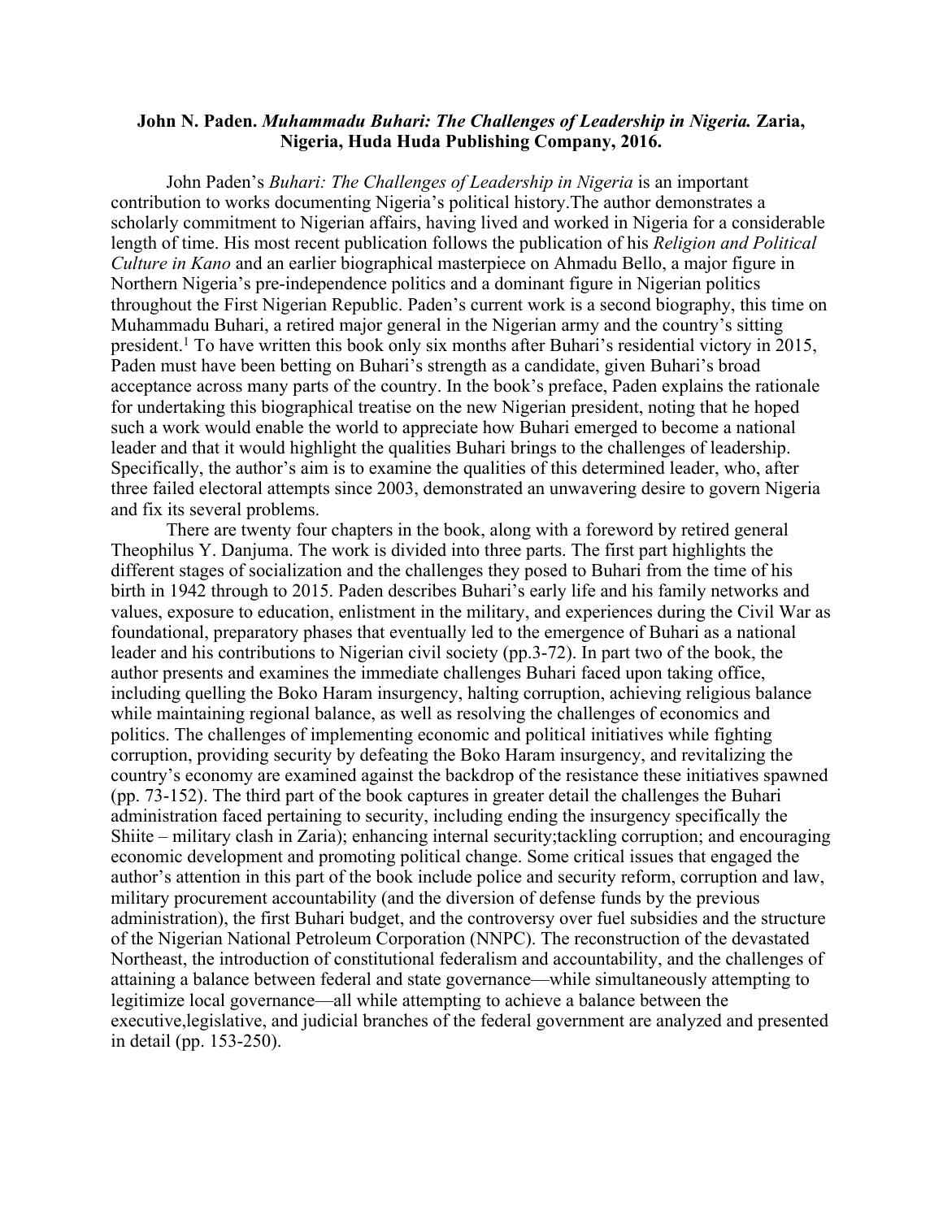**John N. Paden.** ***Muhammadu Buhari: The Challenges of Leadership in Nigeria.*** **Zaria, Nigeria, Huda Huda Publishing Company, 2016.**

John Paden's *Buhari: The Challenges of Leadership in Nigeria* is an important contribution to works documenting Nigeria's political history.The author demonstrates a scholarly commitment to Nigerian affairs, having lived and worked in Nigeria for a considerable length of time. His most recent publication follows the publication of his *Religion and Political Culture in Kano* and an earlier biographical masterpiece on Ahmadu Bello, a major figure in Northern Nigeria's pre-independence politics and a dominant figure in Nigerian politics throughout the First Nigerian Republic. Paden's current work is a second biography, this time on Muhammadu Buhari, a retired major general in the Nigerian army and the country's sitting president.[1] To have written this book only six months after Buhari's residential victory in 2015, Paden must have been betting on Buhari's strength as a candidate, given Buhari's broad acceptance across many parts of the country. In the book's preface, Paden explains the rationale for undertaking this biographical treatise on the new Nigerian president, noting that he hoped such a work would enable the world to appreciate how Buhari emerged to become a national leader and that it would highlight the qualities Buhari brings to the challenges of leadership. Specifically, the author's aim is to examine the qualities of this determined leader, who, after three failed electoral attempts since 2003, demonstrated an unwavering desire to govern Nigeria and fix its several problems.

There are twenty four chapters in the book, along with a foreword by retired general Theophilus Y. Danjuma. The work is divided into three parts. The first part highlights the different stages of socialization and the challenges they posed to Buhari from the time of his birth in 1942 through to 2015. Paden describes Buhari's early life and his family networks and values, exposure to education, enlistment in the military, and experiences during the Civil War as foundational, preparatory phases that eventually led to the emergence of Buhari as a national leader and his contributions to Nigerian civil society (pp.3-72). In part two of the book, the author presents and examines the immediate challenges Buhari faced upon taking office, including quelling the Boko Haram insurgency, halting corruption, achieving religious balance while maintaining regional balance, as well as resolving the challenges of economics and politics. The challenges of implementing economic and political initiatives while fighting corruption, providing security by defeating the Boko Haram insurgency, and revitalizing the country's economy are examined against the backdrop of the resistance these initiatives spawned (pp. 73-152). The third part of the book captures in greater detail the challenges the Buhari administration faced pertaining to security, including ending the insurgency specifically the Shiite – military clash in Zaria); enhancing internal security;tackling corruption; and encouraging economic development and promoting political change. Some critical issues that engaged the author's attention in this part of the book include police and security reform, corruption and law, military procurement accountability (and the diversion of defense funds by the previous administration), the first Buhari budget, and the controversy over fuel subsidies and the structure of the Nigerian National Petroleum Corporation (NNPC). The reconstruction of the devastated Northeast, the introduction of constitutional federalism and accountability, and the challenges of attaining a balance between federal and state governance—while simultaneously attempting to legitimize local governance—all while attempting to achieve a balance between the executive,legislative, and judicial branches of the federal government are analyzed and presented in detail (pp. 153-250).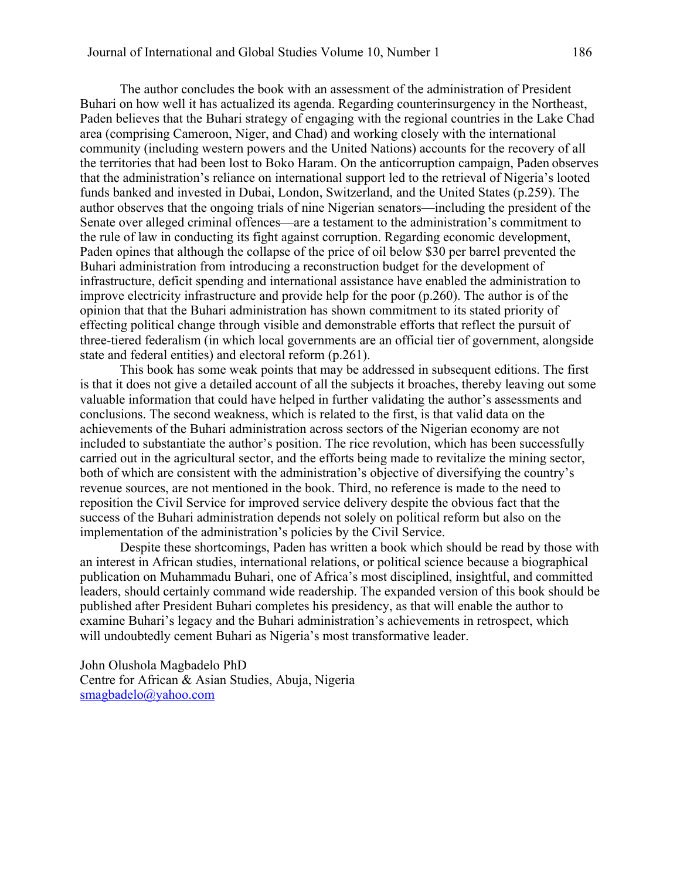The author concludes the book with an assessment of the administration of President Buhari on how well it has actualized its agenda. Regarding counterinsurgency in the Northeast, Paden believes that the Buhari strategy of engaging with the regional countries in the Lake Chad area (comprising Cameroon, Niger, and Chad) and working closely with the international community (including western powers and the United Nations) accounts for the recovery of all the territories that had been lost to Boko Haram. On the anticorruption campaign, Paden observes that the administration's reliance on international support led to the retrieval of Nigeria's looted funds banked and invested in Dubai, London, Switzerland, and the United States (p.259). The author observes that the ongoing trials of nine Nigerian senators—including the president of the Senate over alleged criminal offences—are a testament to the administration's commitment to the rule of law in conducting its fight against corruption. Regarding economic development, Paden opines that although the collapse of the price of oil below $30 per barrel prevented the Buhari administration from introducing a reconstruction budget for the development of infrastructure, deficit spending and international assistance have enabled the administration to improve electricity infrastructure and provide help for the poor (p.260). The author is of the opinion that that the Buhari administration has shown commitment to its stated priority of effecting political change through visible and demonstrable efforts that reflect the pursuit of three-tiered federalism (in which local governments are an official tier of government, alongside state and federal entities) and electoral reform (p.261).

This book has some weak points that may be addressed in subsequent editions. The first is that it does not give a detailed account of all the subjects it broaches, thereby leaving out some valuable information that could have helped in further validating the author's assessments and conclusions. The second weakness, which is related to the first, is that valid data on the achievements of the Buhari administration across sectors of the Nigerian economy are not included to substantiate the author's position. The rice revolution, which has been successfully carried out in the agricultural sector, and the efforts being made to revitalize the mining sector, both of which are consistent with the administration's objective of diversifying the country's revenue sources, are not mentioned in the book. Third, no reference is made to the need to reposition the Civil Service for improved service delivery despite the obvious fact that the success of the Buhari administration depends not solely on political reform but also on the implementation of the administration's policies by the Civil Service.

Despite these shortcomings, Paden has written a book which should be read by those with an interest in African studies, international relations, or political science because a biographical publication on Muhammadu Buhari, one of Africa's most disciplined, insightful, and committed leaders, should certainly command wide readership. The expanded version of this book should be published after President Buhari completes his presidency, as that will enable the author to examine Buhari's legacy and the Buhari administration's achievements in retrospect, which will undoubtedly cement Buhari as Nigeria's most transformative leader.

John Olushola Magbadelo PhD
Centre for African & Asian Studies, Abuja, Nigeria
smagbadelo@yahoo.com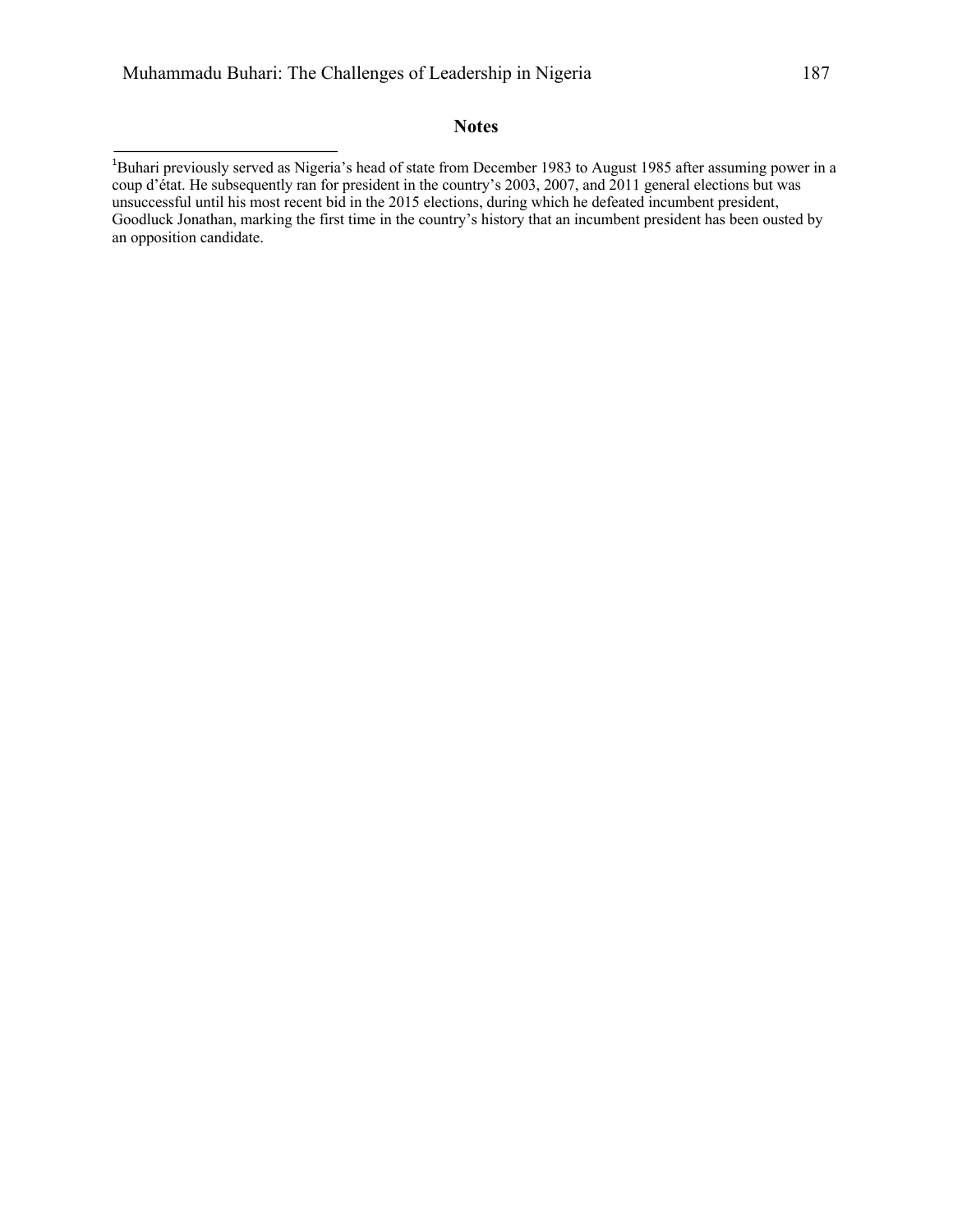## Notes

[1]Buhari previously served as Nigeria's head of state from December 1983 to August 1985 after assuming power in a coup d'état. He subsequently ran for president in the country's 2003, 2007, and 2011 general elections but was unsuccessful until his most recent bid in the 2015 elections, during which he defeated incumbent president, Goodluck Jonathan, marking the first time in the country's history that an incumbent president has been ousted by an opposition candidate.